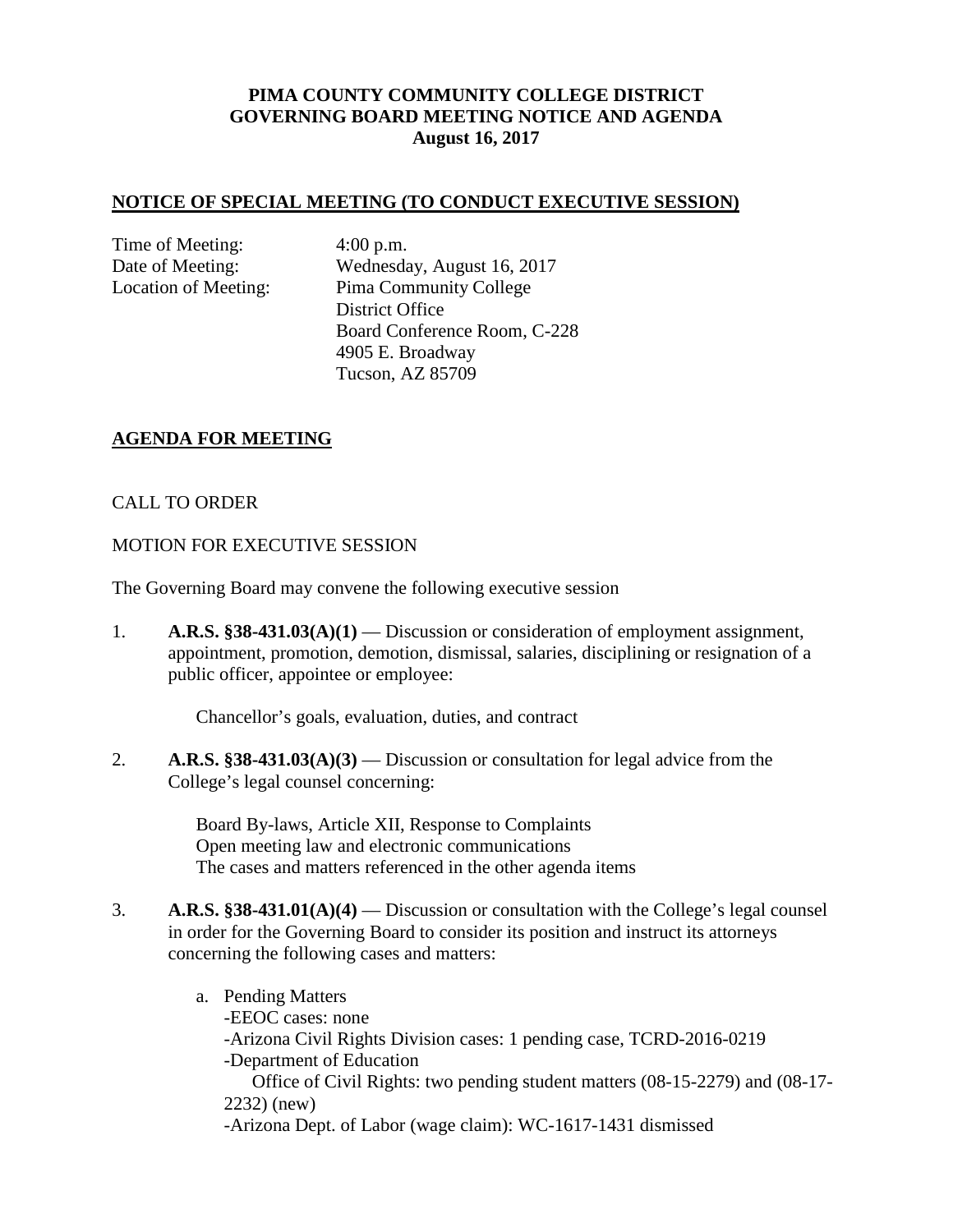**PIMA COUNTY COMMUNITY COLLEGE DISTRICT**
**GOVERNING BOARD MEETING NOTICE AND AGENDA**
**August 16, 2017**

## NOTICE OF SPECIAL MEETING (TO CONDUCT EXECUTIVE SESSION)

Time of Meeting: 4:00 p.m.
Date of Meeting: Wednesday, August 16, 2017
Location of Meeting: Pima Community College
District Office
Board Conference Room, C-228
4905 E. Broadway
Tucson, AZ 85709

## AGENDA FOR MEETING

CALL TO ORDER

MOTION FOR EXECUTIVE SESSION

The Governing Board may convene the following executive session

1. **A.R.S. §38-431.03(A)(1)** — Discussion or consideration of employment assignment, appointment, promotion, demotion, dismissal, salaries, disciplining or resignation of a public officer, appointee or employee:

   Chancellor's goals, evaluation, duties, and contract

2. **A.R.S. §38-431.03(A)(3)** — Discussion or consultation for legal advice from the College's legal counsel concerning:

   Board By-laws, Article XII, Response to Complaints
   Open meeting law and electronic communications
   The cases and matters referenced in the other agenda items

3. **A.R.S. §38-431.01(A)(4)** — Discussion or consultation with the College's legal counsel in order for the Governing Board to consider its position and instruct its attorneys concerning the following cases and matters:

   a. Pending Matters
      -EEOC cases: none
      -Arizona Civil Rights Division cases: 1 pending case, TCRD-2016-0219
      -Department of Education
         Office of Civil Rights: two pending student matters (08-15-2279) and (08-17-2232) (new)
      -Arizona Dept. of Labor (wage claim): WC-1617-1431 dismissed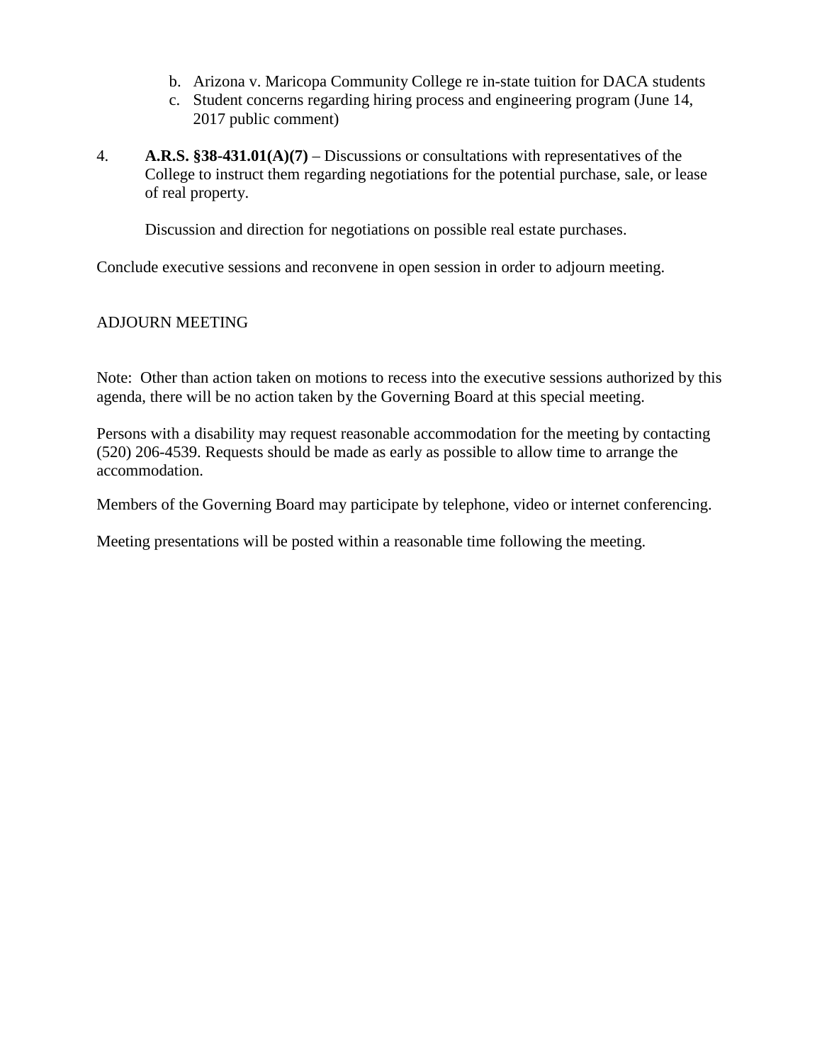b. Arizona v. Maricopa Community College re in-state tuition for DACA students
   c. Student concerns regarding hiring process and engineering program (June 14, 2017 public comment)

4. **A.R.S. §38-431.01(A)(7)** – Discussions or consultations with representatives of the College to instruct them regarding negotiations for the potential purchase, sale, or lease of real property.

   Discussion and direction for negotiations on possible real estate purchases.

Conclude executive sessions and reconvene in open session in order to adjourn meeting.

ADJOURN MEETING

Note: Other than action taken on motions to recess into the executive sessions authorized by this agenda, there will be no action taken by the Governing Board at this special meeting.

Persons with a disability may request reasonable accommodation for the meeting by contacting (520) 206-4539. Requests should be made as early as possible to allow time to arrange the accommodation.

Members of the Governing Board may participate by telephone, video or internet conferencing.

Meeting presentations will be posted within a reasonable time following the meeting.